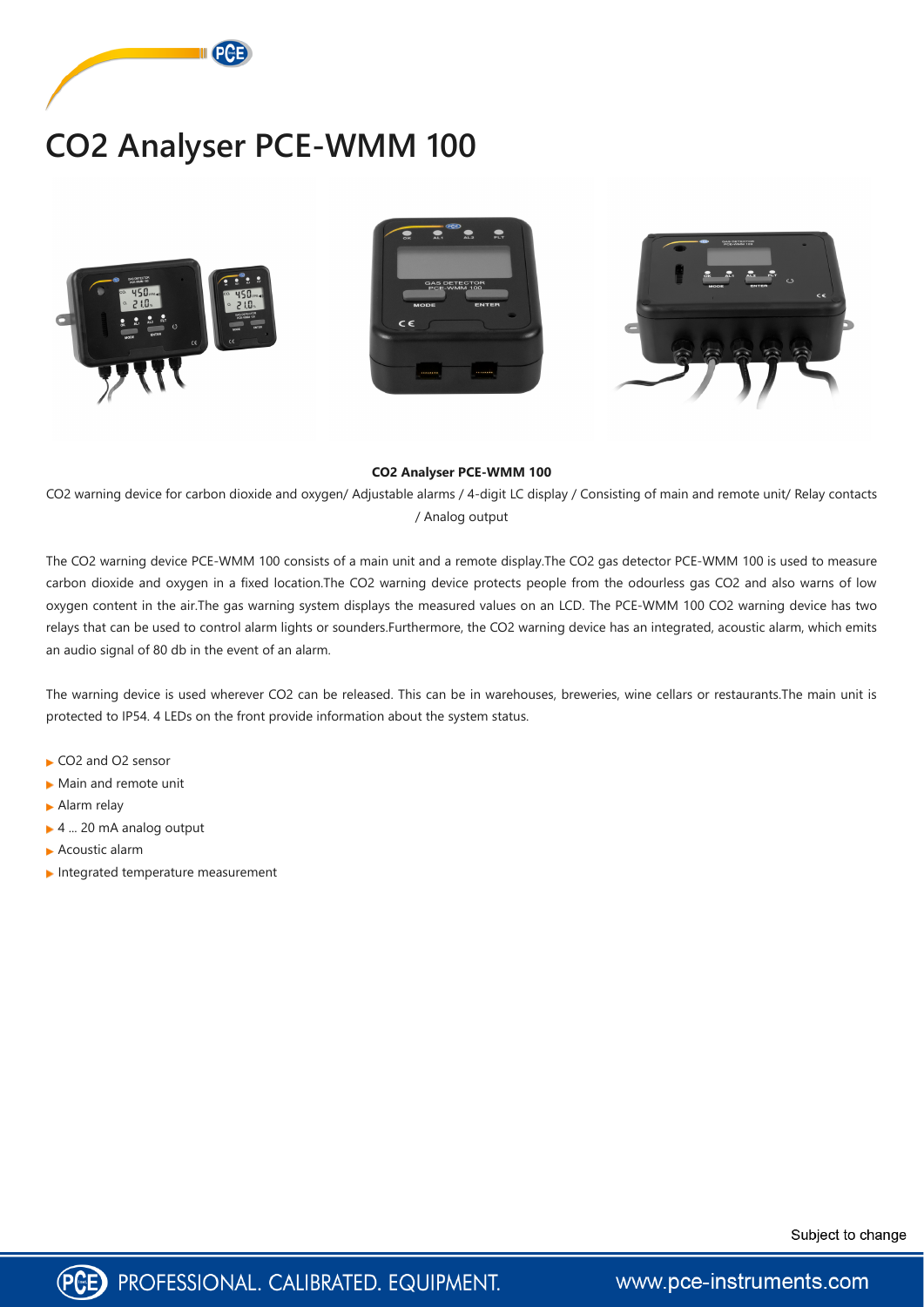# CO2 Analyser PCE-WMM 100

**CO2 Analyser PCE-WMM 100**

CO2 warning device for carbon dioxide and oxygen/ Adjustable alarms / 4-digit LC display / Consisting of main and remote unit/ Relay contacts / Analog output

The CO2 warning device PCE-WMM 100 consists of a main unit and a remote display.The CO2 gas detector PCE-WMM 100 is used to measure carbon dioxide and oxygen in a fixed location.The CO2 warning device protects people from the odourless gas CO2 and also warns of low oxygen content in the air.The gas warning system displays the measured values on an LCD. The PCE-WMM 100 CO2 warning device has two relays that can be used to control alarm lights or sounders.Furthermore, the CO2 warning device has an integrated, acoustic alarm, which emits an audio signal of 80 db in the event of an alarm.

The warning device is used wherever CO2 can be released. This can be in warehouses, breweries, wine cellars or restaurants.The main unit is protected to IP54. 4 LEDs on the front provide information about the system status.

- CO2 and O2 sensor
- Main and remote unit
- Alarm relay
- 4 ... 20 mA analog output
- Acoustic alarm
- Integrated temperature measurement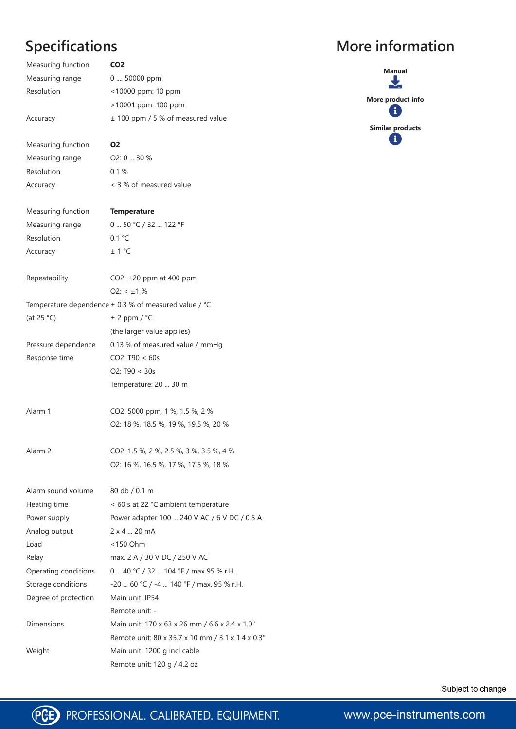## Specifications

| | |
|---|---|
| Measuring function | **$CO_2$** |
| Measuring range | 0 .... 50000 ppm |
| Resolution | <10000 ppm: 10 ppm |
| | >10001 ppm: 100 ppm |
| Accuracy | ± 100 ppm / 5 % of measured value |
| | |
| Measuring function | **$O_2$** |
| Measuring range | $O_2$: 0 ... 30 % |
| Resolution | 0.1 % |
| Accuracy | < 3 % of measured value |
| | |
| Measuring function | **Temperature** |
| Measuring range | 0 ... 50 °C / 32 ... 122 °F |
| Resolution | 0.1 °C |
| Accuracy | ± 1 °C |
| | |
| Repeatability | $CO_2$: ±20 ppm at 400 ppm |
| | $O_2$: < ±1 % |
| Temperature dependence (at 25 °C) | ± 0.3 % of measured value / °C |
| | ± 2 ppm / °C |
| | (the larger value applies) |
| Pressure dependence | 0.13 % of measured value / mmHg |
| Response time | $CO_2$: T90 < 60s |
| | $O_2$: T90 < 30s |
| | Temperature: 20 ... 30 m |
| | |
| Alarm 1 | $CO_2$: 5000 ppm, 1 %, 1.5 %, 2 % |
| | $O_2$: 18 %, 18.5 %, 19 %, 19.5 %, 20 % |
| | |
| Alarm 2 | $CO_2$: 1.5 %, 2 %, 2.5 %, 3 %, 3.5 %, 4 % |
| | $O_2$: 16 %, 16.5 %, 17 %, 17.5 %, 18 % |
| | |
| Alarm sound volume | 80 db / 0.1 m |
| Heating time | < 60 s at 22 °C ambient temperature |
| Power supply | Power adapter 100 ... 240 V AC / 6 V DC / 0.5 A |
| Analog output | 2 x 4 ... 20 mA |
| Load | <150 Ohm |
| Relay | max. 2 A / 30 V DC / 250 V AC |
| Operating conditions | 0 ... 40 °C / 32 ... 104 °F / max 95 % r.H. |
| Storage conditions | -20 ... 60 °C / -4 ... 140 °F / max. 95 % r.H. |
| Degree of protection | Main unit: IP54 |
| | Remote unit: - |
| Dimensions | Main unit: 170 x 63 x 26 mm / 6.6 x 2.4 x 1.0" |
| | Remote unit: 80 x 35.7 x 10 mm / 3.1 x 1.4 x 0.3" |
| Weight | Main unit: 1200 g incl cable |
| | Remote unit: 120 g / 4.2 oz |

## More information

**Manual**

**More product info**

**Similar products**

Subject to change

PROFESSIONAL. CALIBRATED. EQUIPMENT.

www.pce-instruments.com